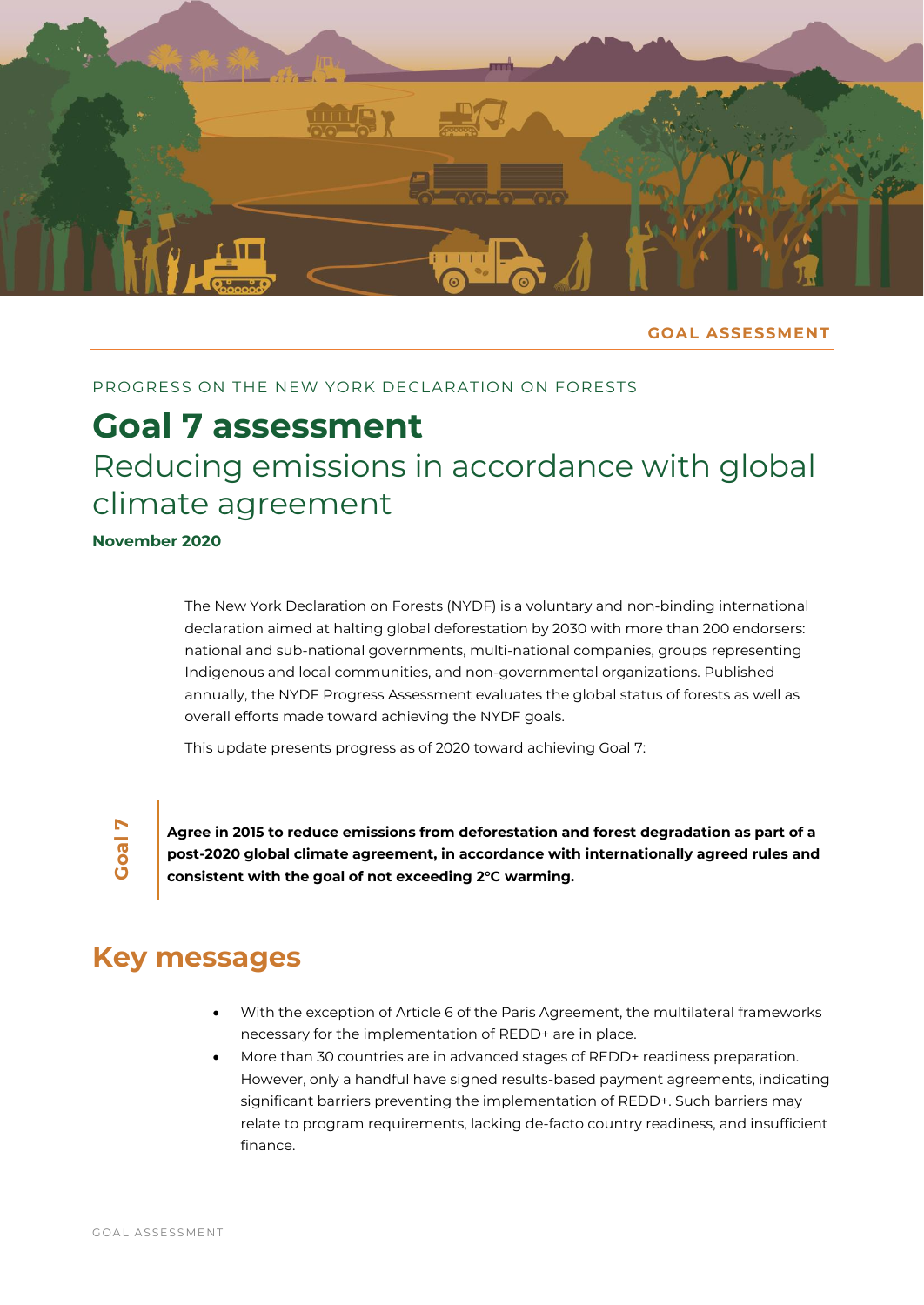GOAL ASSESSMENT

PROGRESS ON THE NEW YORK DECLARATION ON FORESTS

# Goal 7 assessment

## Reducing emissions in accordance with global climate agreement

**November 2020**

The New York Declaration on Forests (NYDF) is a voluntary and non-binding international declaration aimed at halting global deforestation by 2030 with more than 200 endorsers: national and sub-national governments, multi-national companies, groups representing Indigenous and local communities, and non-governmental organizations. Published annually, the NYDF Progress Assessment evaluates the global status of forests as well as overall efforts made toward achieving the NYDF goals.

This update presents progress as of 2020 toward achieving Goal 7:

**Goal 7**

**Agree in 2015 to reduce emissions from deforestation and forest degradation as part of a post-2020 global climate agreement, in accordance with internationally agreed rules and consistent with the goal of not exceeding 2°C warming.**

## Key messages

- With the exception of Article 6 of the Paris Agreement, the multilateral frameworks necessary for the implementation of REDD+ are in place.
- More than 30 countries are in advanced stages of REDD+ readiness preparation. However, only a handful have signed results-based payment agreements, indicating significant barriers preventing the implementation of REDD+. Such barriers may relate to program requirements, lacking de-facto country readiness, and insufficient finance.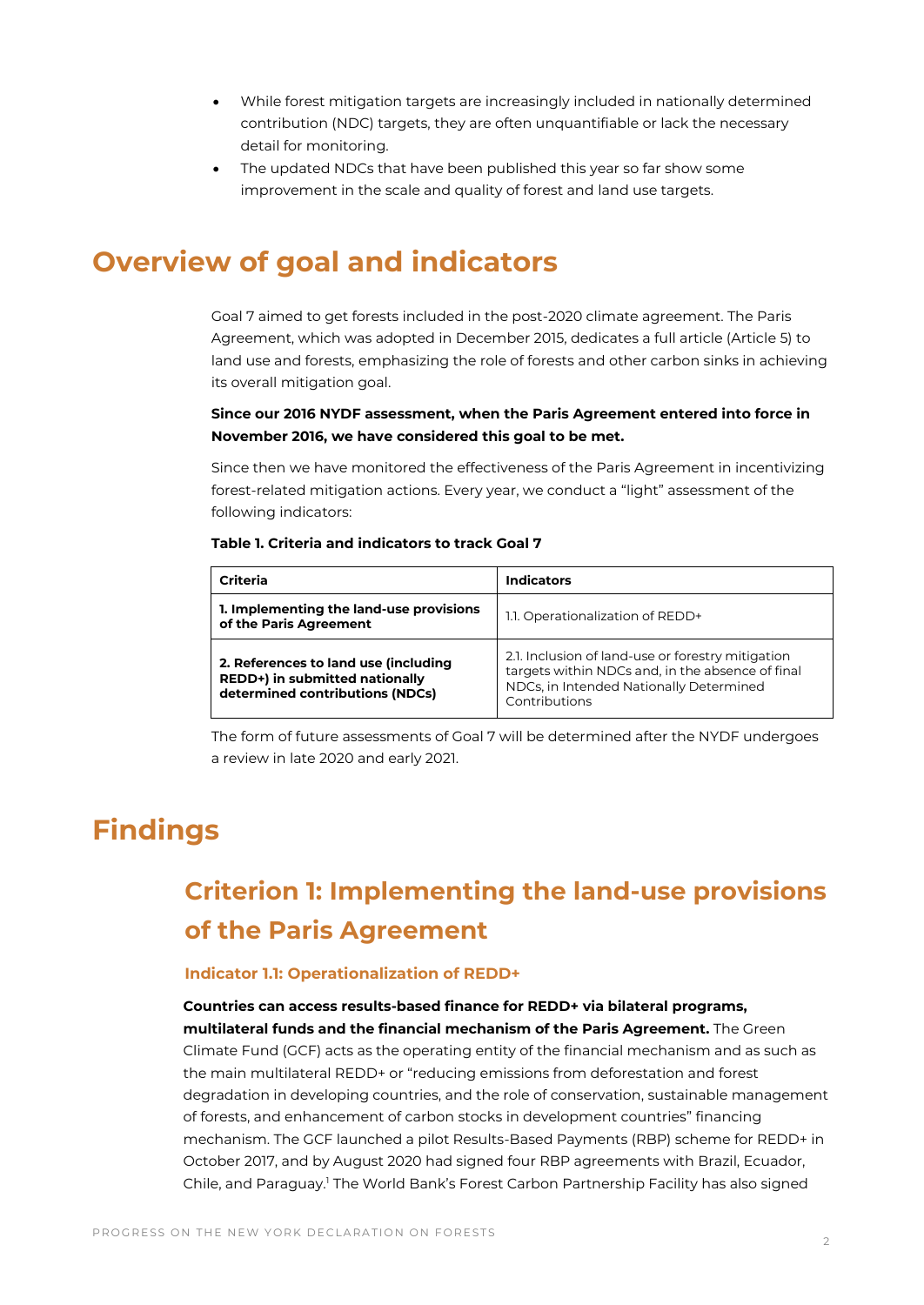- While forest mitigation targets are increasingly included in nationally determined contribution (NDC) targets, they are often unquantifiable or lack the necessary detail for monitoring.
- The updated NDCs that have been published this year so far show some improvement in the scale and quality of forest and land use targets.

# Overview of goal and indicators

Goal 7 aimed to get forests included in the post-2020 climate agreement. The Paris Agreement, which was adopted in December 2015, dedicates a full article (Article 5) to land use and forests, emphasizing the role of forests and other carbon sinks in achieving its overall mitigation goal.

**Since our 2016 NYDF assessment, when the Paris Agreement entered into force in November 2016, we have considered this goal to be met.**

Since then we have monitored the effectiveness of the Paris Agreement in incentivizing forest-related mitigation actions. Every year, we conduct a "light" assessment of the following indicators:

**Table 1. Criteria and indicators to track Goal 7**

| Criteria | Indicators |
|---|---|
| **1. Implementing the land-use provisions of the Paris Agreement** | 1.1. Operationalization of REDD+ |
| **2. References to land use (including REDD+) in submitted nationally determined contributions (NDCs)** | 2.1. Inclusion of land-use or forestry mitigation targets within NDCs and, in the absence of final NDCs, in Intended Nationally Determined Contributions |

The form of future assessments of Goal 7 will be determined after the NYDF undergoes a review in late 2020 and early 2021.

# Findings

## Criterion 1: Implementing the land-use provisions of the Paris Agreement

### Indicator 1.1: Operationalization of REDD+

**Countries can access results-based finance for REDD+ via bilateral programs, multilateral funds and the financial mechanism of the Paris Agreement.** The Green Climate Fund (GCF) acts as the operating entity of the financial mechanism and as such as the main multilateral REDD+ or "reducing emissions from deforestation and forest degradation in developing countries, and the role of conservation, sustainable management of forests, and enhancement of carbon stocks in development countries" financing mechanism. The GCF launched a pilot Results-Based Payments (RBP) scheme for REDD+ in October 2017, and by August 2020 had signed four RBP agreements with Brazil, Ecuador, Chile, and Paraguay.[1] The World Bank's Forest Carbon Partnership Facility has also signed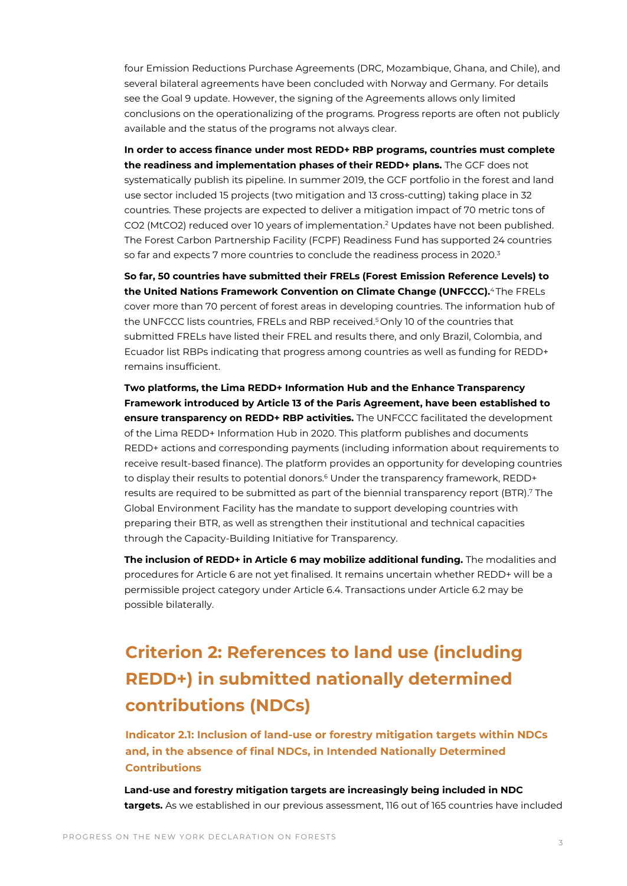four Emission Reductions Purchase Agreements (DRC, Mozambique, Ghana, and Chile), and several bilateral agreements have been concluded with Norway and Germany. For details see the Goal 9 update. However, the signing of the Agreements allows only limited conclusions on the operationalizing of the programs. Progress reports are often not publicly available and the status of the programs not always clear.

**In order to access finance under most REDD+ RBP programs, countries must complete the readiness and implementation phases of their REDD+ plans.** The GCF does not systematically publish its pipeline. In summer 2019, the GCF portfolio in the forest and land use sector included 15 projects (two mitigation and 13 cross-cutting) taking place in 32 countries. These projects are expected to deliver a mitigation impact of 70 metric tons of $CO_2$ (Mt$CO_2$) reduced over 10 years of implementation.[2] Updates have not been published. The Forest Carbon Partnership Facility (FCPF) Readiness Fund has supported 24 countries so far and expects 7 more countries to conclude the readiness process in 2020.[3]

**So far, 50 countries have submitted their FRELs (Forest Emission Reference Levels) to the United Nations Framework Convention on Climate Change (UNFCCC).**[4] The FRELs cover more than 70 percent of forest areas in developing countries. The information hub of the UNFCCC lists countries, FRELs and RBP received.[5] Only 10 of the countries that submitted FRELs have listed their FREL and results there, and only Brazil, Colombia, and Ecuador list RBPs indicating that progress among countries as well as funding for REDD+ remains insufficient.

**Two platforms, the Lima REDD+ Information Hub and the Enhance Transparency Framework introduced by Article 13 of the Paris Agreement, have been established to ensure transparency on REDD+ RBP activities.** The UNFCCC facilitated the development of the Lima REDD+ Information Hub in 2020. This platform publishes and documents REDD+ actions and corresponding payments (including information about requirements to receive result-based finance). The platform provides an opportunity for developing countries to display their results to potential donors.[6] Under the transparency framework, REDD+ results are required to be submitted as part of the biennial transparency report (BTR).[7] The Global Environment Facility has the mandate to support developing countries with preparing their BTR, as well as strengthen their institutional and technical capacities through the Capacity-Building Initiative for Transparency.

**The inclusion of REDD+ in Article 6 may mobilize additional funding.** The modalities and procedures for Article 6 are not yet finalised. It remains uncertain whether REDD+ will be a permissible project category under Article 6.4. Transactions under Article 6.2 may be possible bilaterally.

## Criterion 2: References to land use (including REDD+) in submitted nationally determined contributions (NDCs)

### Indicator 2.1: Inclusion of land-use or forestry mitigation targets within NDCs and, in the absence of final NDCs, in Intended Nationally Determined Contributions

**Land-use and forestry mitigation targets are increasingly being included in NDC targets.** As we established in our previous assessment, 116 out of 165 countries have included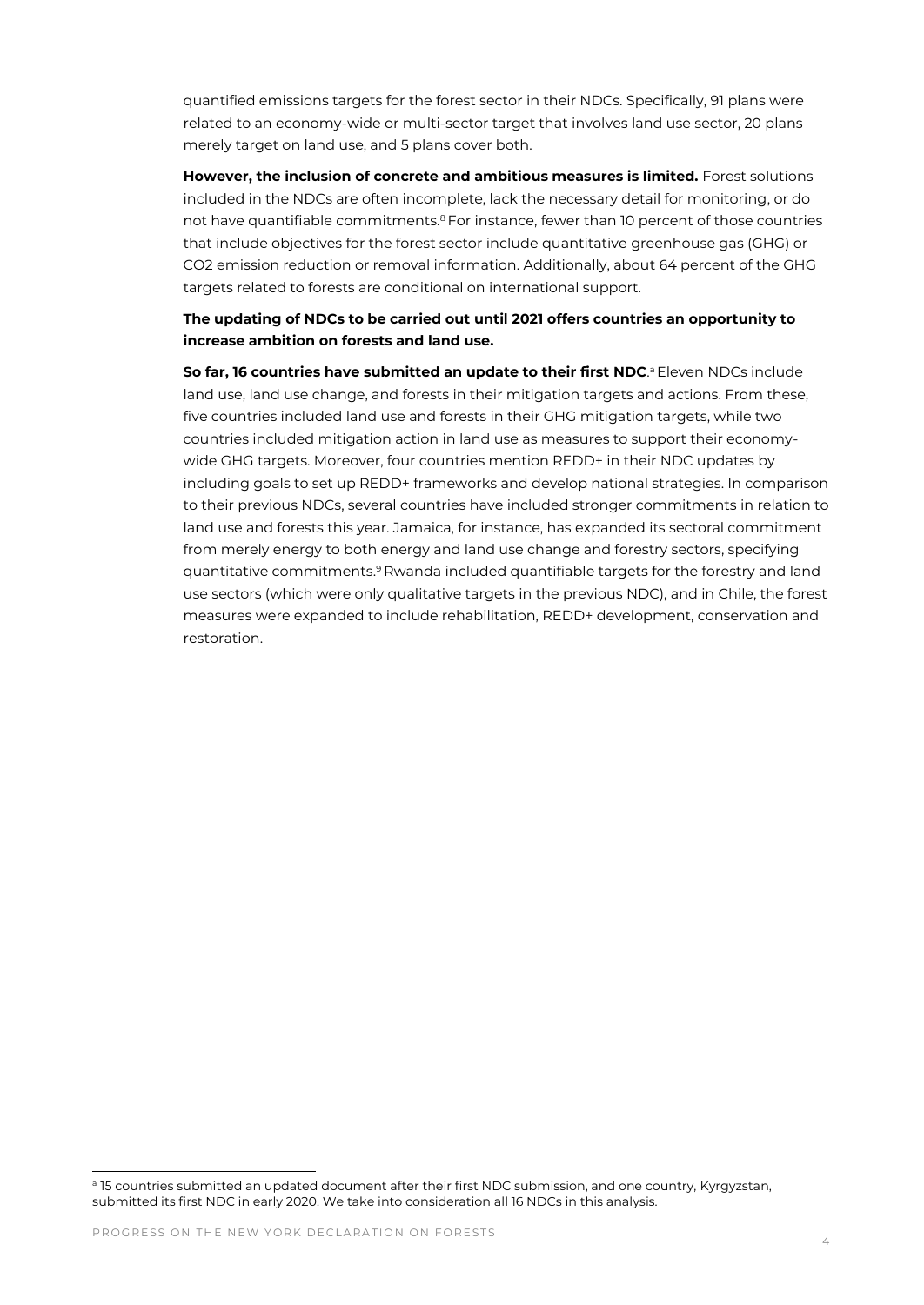quantified emissions targets for the forest sector in their NDCs. Specifically, 91 plans were related to an economy-wide or multi-sector target that involves land use sector, 20 plans merely target on land use, and 5 plans cover both.

**However, the inclusion of concrete and ambitious measures is limited.** Forest solutions included in the NDCs are often incomplete, lack the necessary detail for monitoring, or do not have quantifiable commitments.[8] For instance, fewer than 10 percent of those countries that include objectives for the forest sector include quantitative greenhouse gas (GHG) or CO2 emission reduction or removal information. Additionally, about 64 percent of the GHG targets related to forests are conditional on international support.

**The updating of NDCs to be carried out until 2021 offers countries an opportunity to increase ambition on forests and land use.**

**So far, 16 countries have submitted an update to their first NDC**.[a] Eleven NDCs include land use, land use change, and forests in their mitigation targets and actions. From these, five countries included land use and forests in their GHG mitigation targets, while two countries included mitigation action in land use as measures to support their economy-wide GHG targets. Moreover, four countries mention REDD+ in their NDC updates by including goals to set up REDD+ frameworks and develop national strategies. In comparison to their previous NDCs, several countries have included stronger commitments in relation to land use and forests this year. Jamaica, for instance, has expanded its sectoral commitment from merely energy to both energy and land use change and forestry sectors, specifying quantitative commitments.[9] Rwanda included quantifiable targets for the forestry and land use sectors (which were only qualitative targets in the previous NDC), and in Chile, the forest measures were expanded to include rehabilitation, REDD+ development, conservation and restoration.

---

[a] 15 countries submitted an updated document after their first NDC submission, and one country, Kyrgyzstan, submitted its first NDC in early 2020. We take into consideration all 16 NDCs in this analysis.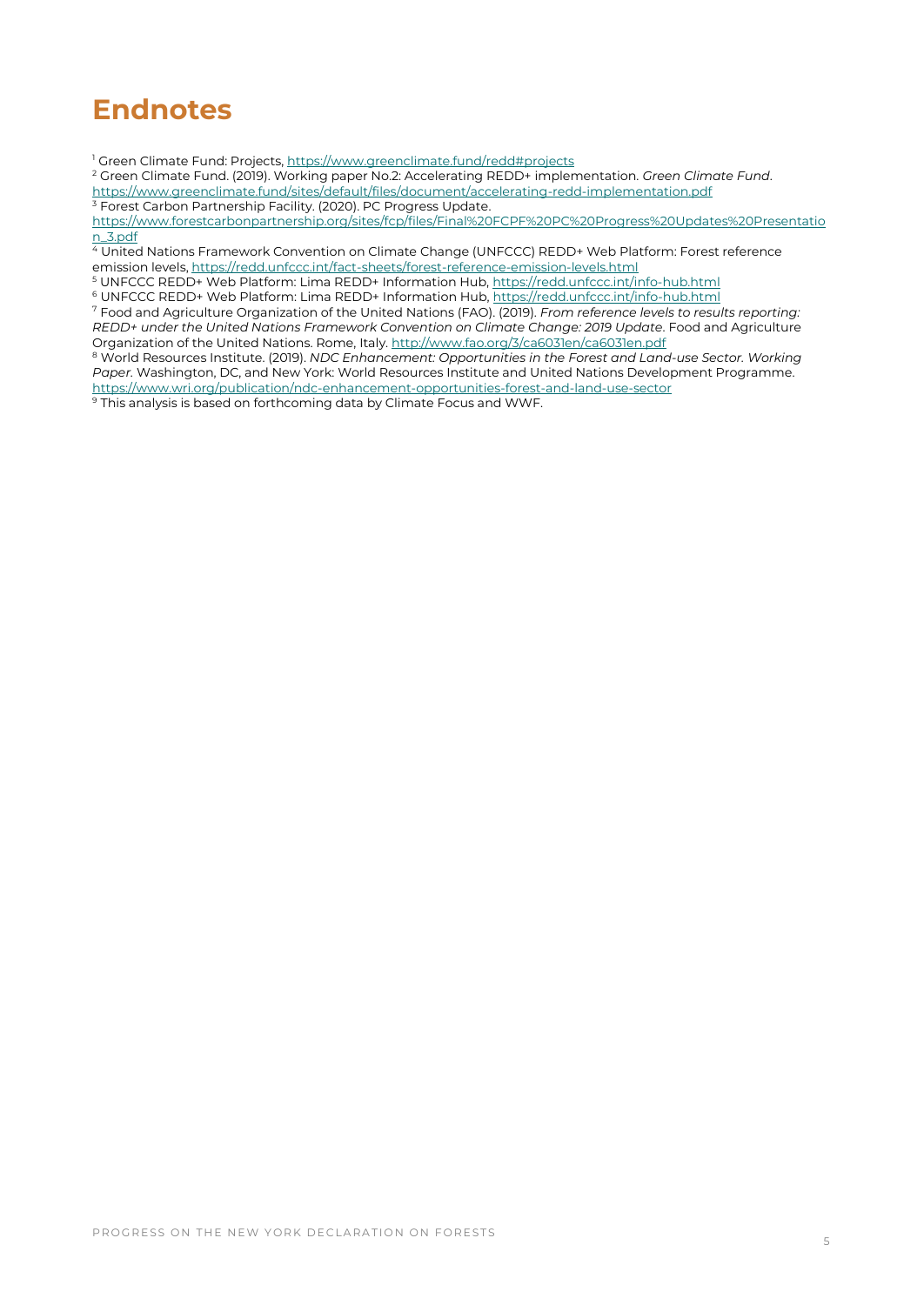# Endnotes

[1] Green Climate Fund: Projects, https://www.greenclimate.fund/redd#projects

[2] Green Climate Fund. (2019). Working paper No.2: Accelerating REDD+ implementation. *Green Climate Fund*. https://www.greenclimate.fund/sites/default/files/document/accelerating-redd-implementation.pdf

[3] Forest Carbon Partnership Facility. (2020). PC Progress Update. https://www.forestcarbonpartnership.org/sites/fcp/files/Final%20FCPF%20PC%20Progress%20Updates%20Presentation_3.pdf

[4] United Nations Framework Convention on Climate Change (UNFCCC) REDD+ Web Platform: Forest reference emission levels, https://redd.unfccc.int/fact-sheets/forest-reference-emission-levels.html

[5] UNFCCC REDD+ Web Platform: Lima REDD+ Information Hub, https://redd.unfccc.int/info-hub.html

[6] UNFCCC REDD+ Web Platform: Lima REDD+ Information Hub, https://redd.unfccc.int/info-hub.html

[7] Food and Agriculture Organization of the United Nations (FAO). (2019). *From reference levels to results reporting: REDD+ under the United Nations Framework Convention on Climate Change: 2019 Update*. Food and Agriculture Organization of the United Nations. Rome, Italy. http://www.fao.org/3/ca6031en/ca6031en.pdf

[8] World Resources Institute. (2019). *NDC Enhancement: Opportunities in the Forest and Land-use Sector. Working Paper*. Washington, DC, and New York: World Resources Institute and United Nations Development Programme. https://www.wri.org/publication/ndc-enhancement-opportunities-forest-and-land-use-sector

[9] This analysis is based on forthcoming data by Climate Focus and WWF.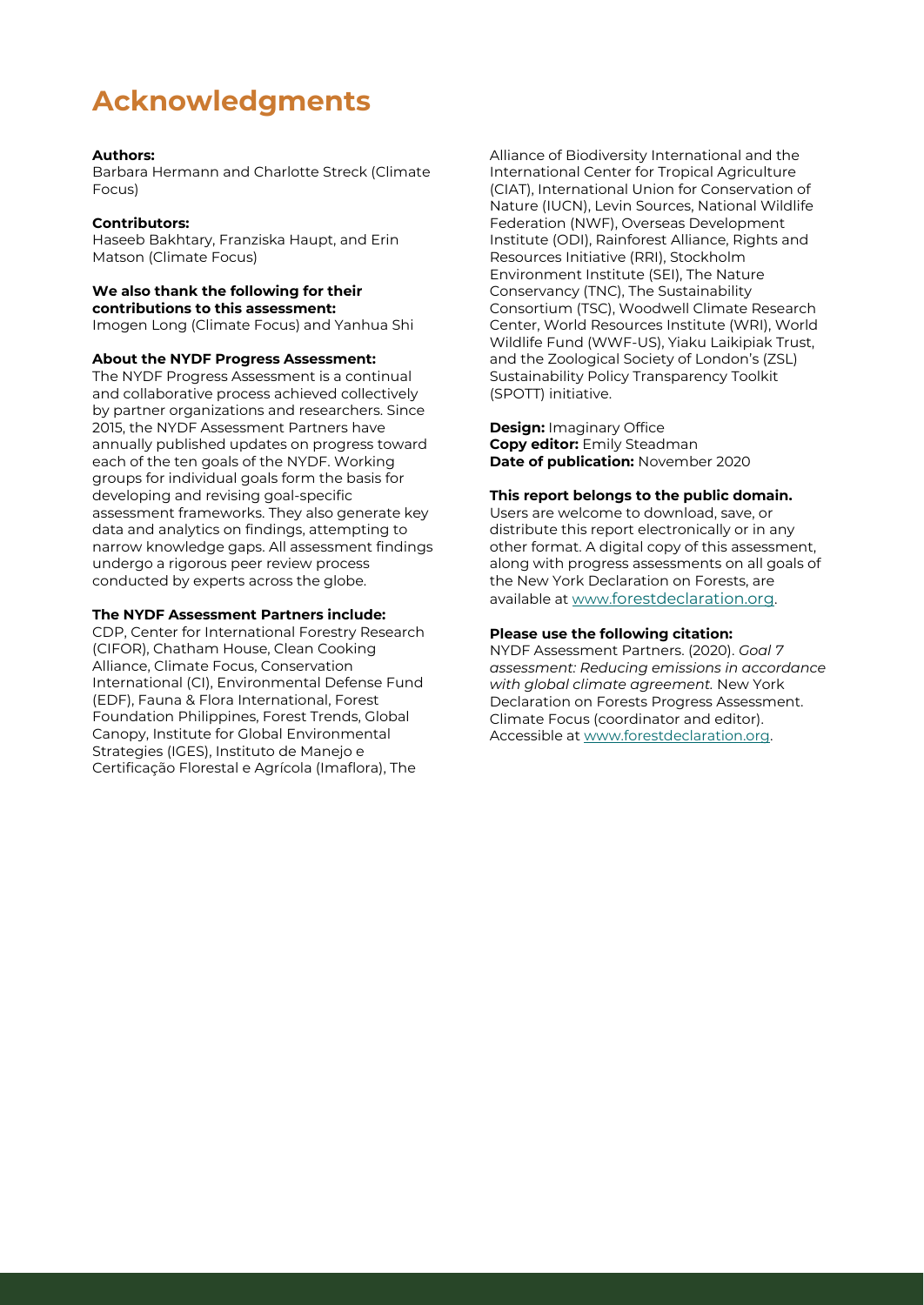# Acknowledgments

**Authors:**
Barbara Hermann and Charlotte Streck (Climate Focus)

**Contributors:**
Haseeb Bakhtary, Franziska Haupt, and Erin Matson (Climate Focus)

**We also thank the following for their contributions to this assessment:**
Imogen Long (Climate Focus) and Yanhua Shi

**About the NYDF Progress Assessment:**
The NYDF Progress Assessment is a continual and collaborative process achieved collectively by partner organizations and researchers. Since 2015, the NYDF Assessment Partners have annually published updates on progress toward each of the ten goals of the NYDF. Working groups for individual goals form the basis for developing and revising goal-specific assessment frameworks. They also generate key data and analytics on findings, attempting to narrow knowledge gaps. All assessment findings undergo a rigorous peer review process conducted by experts across the globe.

**The NYDF Assessment Partners include:**
CDP, Center for International Forestry Research (CIFOR), Chatham House, Clean Cooking Alliance, Climate Focus, Conservation International (CI), Environmental Defense Fund (EDF), Fauna & Flora International, Forest Foundation Philippines, Forest Trends, Global Canopy, Institute for Global Environmental Strategies (IGES), Instituto de Manejo e Certificação Florestal e Agrícola (Imaflora), The Alliance of Biodiversity International and the International Center for Tropical Agriculture (CIAT), International Union for Conservation of Nature (IUCN), Levin Sources, National Wildlife Federation (NWF), Overseas Development Institute (ODI), Rainforest Alliance, Rights and Resources Initiative (RRI), Stockholm Environment Institute (SEI), The Nature Conservancy (TNC), The Sustainability Consortium (TSC), Woodwell Climate Research Center, World Resources Institute (WRI), World Wildlife Fund (WWF-US), Yiaku Laikipiak Trust, and the Zoological Society of London's (ZSL) Sustainability Policy Transparency Toolkit (SPOTT) initiative.

**Design:** Imaginary Office
**Copy editor:** Emily Steadman
**Date of publication:** November 2020

**This report belongs to the public domain.**
Users are welcome to download, save, or distribute this report electronically or in any other format. A digital copy of this assessment, along with progress assessments on all goals of the New York Declaration on Forests, are available at www.forestdeclaration.org.

**Please use the following citation:**
NYDF Assessment Partners. (2020). *Goal 7 assessment: Reducing emissions in accordance with global climate agreement.* New York Declaration on Forests Progress Assessment. Climate Focus (coordinator and editor). Accessible at www.forestdeclaration.org.